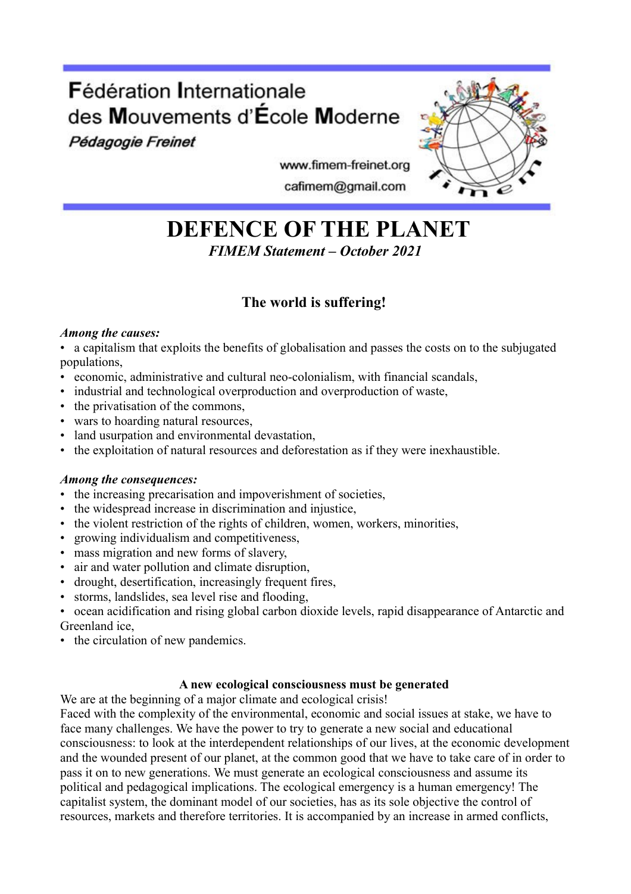**Fédération Internationale des Mouvements d'École Moderne**

***Pédagogie Freinet***

www.fimem-freinet.org

cafimem@gmail.com

# DEFENCE OF THE PLANET

*FIMEM Statement – October 2021*

## The world is suffering!

***Among the causes:***

- a capitalism that exploits the benefits of globalisation and passes the costs on to the subjugated populations,
- economic, administrative and cultural neo-colonialism, with financial scandals,
- industrial and technological overproduction and overproduction of waste,
- the privatisation of the commons,
- wars to hoarding natural resources,
- land usurpation and environmental devastation,
- the exploitation of natural resources and deforestation as if they were inexhaustible.

***Among the consequences:***

- the increasing precarisation and impoverishment of societies,
- the widespread increase in discrimination and injustice,
- the violent restriction of the rights of children, women, workers, minorities,
- growing individualism and competitiveness,
- mass migration and new forms of slavery,
- air and water pollution and climate disruption,
- drought, desertification, increasingly frequent fires,
- storms, landslides, sea level rise and flooding,
- ocean acidification and rising global carbon dioxide levels, rapid disappearance of Antarctic and Greenland ice,
- the circulation of new pandemics.

**A new ecological consciousness must be generated**

We are at the beginning of a major climate and ecological crisis!

Faced with the complexity of the environmental, economic and social issues at stake, we have to face many challenges. We have the power to try to generate a new social and educational consciousness: to look at the interdependent relationships of our lives, at the economic development and the wounded present of our planet, at the common good that we have to take care of in order to pass it on to new generations. We must generate an ecological consciousness and assume its political and pedagogical implications. The ecological emergency is a human emergency! The capitalist system, the dominant model of our societies, has as its sole objective the control of resources, markets and therefore territories. It is accompanied by an increase in armed conflicts,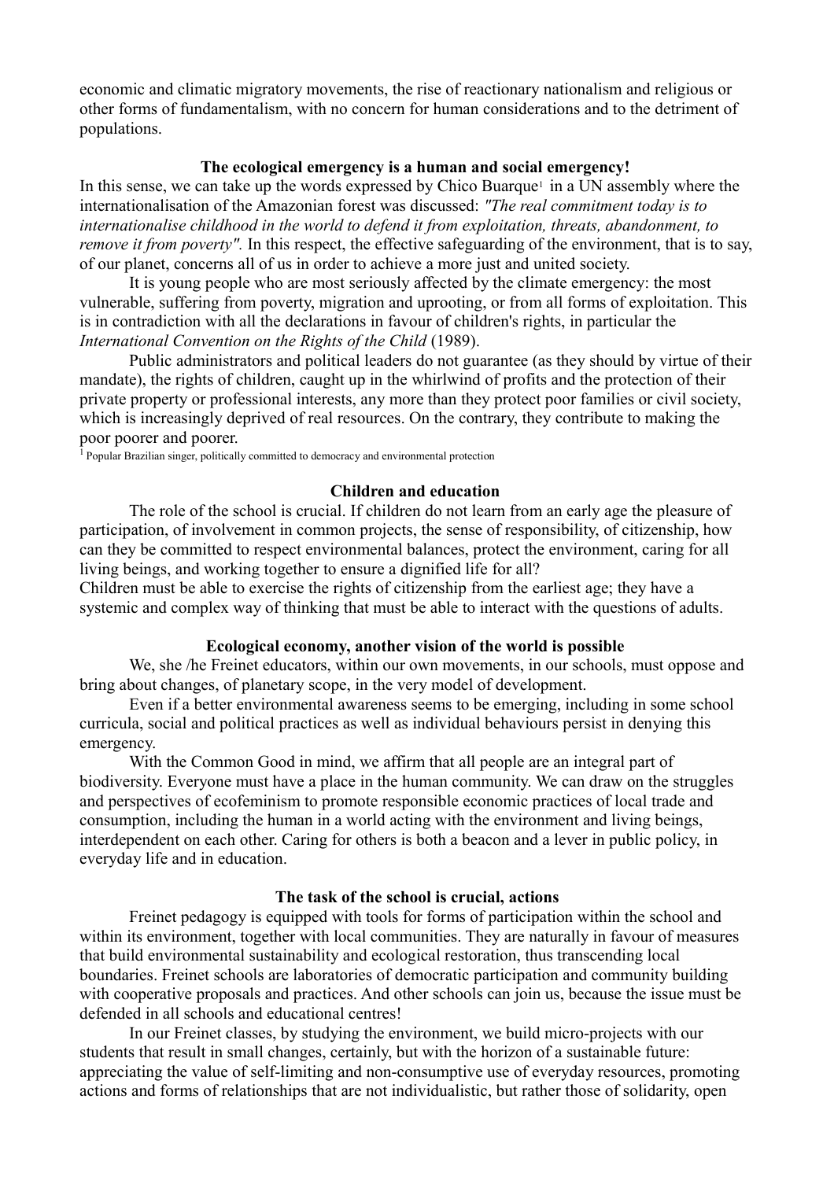economic and climatic migratory movements, the rise of reactionary nationalism and religious or other forms of fundamentalism, with no concern for human considerations and to the detriment of populations.

**The ecological emergency is a human and social emergency!**

In this sense, we can take up the words expressed by Chico Buarque[1] in a UN assembly where the internationalisation of the Amazonian forest was discussed: *"The real commitment today is to internationalise childhood in the world to defend it from exploitation, threats, abandonment, to remove it from poverty".* In this respect, the effective safeguarding of the environment, that is to say, of our planet, concerns all of us in order to achieve a more just and united society.

It is young people who are most seriously affected by the climate emergency: the most vulnerable, suffering from poverty, migration and uprooting, or from all forms of exploitation. This is in contradiction with all the declarations in favour of children's rights, in particular the *International Convention on the Rights of the Child* (1989).

Public administrators and political leaders do not guarantee (as they should by virtue of their mandate), the rights of children, caught up in the whirlwind of profits and the protection of their private property or professional interests, any more than they protect poor families or civil society, which is increasingly deprived of real resources. On the contrary, they contribute to making the poor poorer and poorer.

[1] Popular Brazilian singer, politically committed to democracy and environmental protection

**Children and education**

The role of the school is crucial. If children do not learn from an early age the pleasure of participation, of involvement in common projects, the sense of responsibility, of citizenship, how can they be committed to respect environmental balances, protect the environment, caring for all living beings, and working together to ensure a dignified life for all?

Children must be able to exercise the rights of citizenship from the earliest age; they have a systemic and complex way of thinking that must be able to interact with the questions of adults.

**Ecological economy, another vision of the world is possible**

We, she /he Freinet educators, within our own movements, in our schools, must oppose and bring about changes, of planetary scope, in the very model of development.

Even if a better environmental awareness seems to be emerging, including in some school curricula, social and political practices as well as individual behaviours persist in denying this emergency.

With the Common Good in mind, we affirm that all people are an integral part of biodiversity. Everyone must have a place in the human community. We can draw on the struggles and perspectives of ecofeminism to promote responsible economic practices of local trade and consumption, including the human in a world acting with the environment and living beings, interdependent on each other. Caring for others is both a beacon and a lever in public policy, in everyday life and in education.

**The task of the school is crucial, actions**

Freinet pedagogy is equipped with tools for forms of participation within the school and within its environment, together with local communities. They are naturally in favour of measures that build environmental sustainability and ecological restoration, thus transcending local boundaries. Freinet schools are laboratories of democratic participation and community building with cooperative proposals and practices. And other schools can join us, because the issue must be defended in all schools and educational centres!

In our Freinet classes, by studying the environment, we build micro-projects with our students that result in small changes, certainly, but with the horizon of a sustainable future: appreciating the value of self-limiting and non-consumptive use of everyday resources, promoting actions and forms of relationships that are not individualistic, but rather those of solidarity, open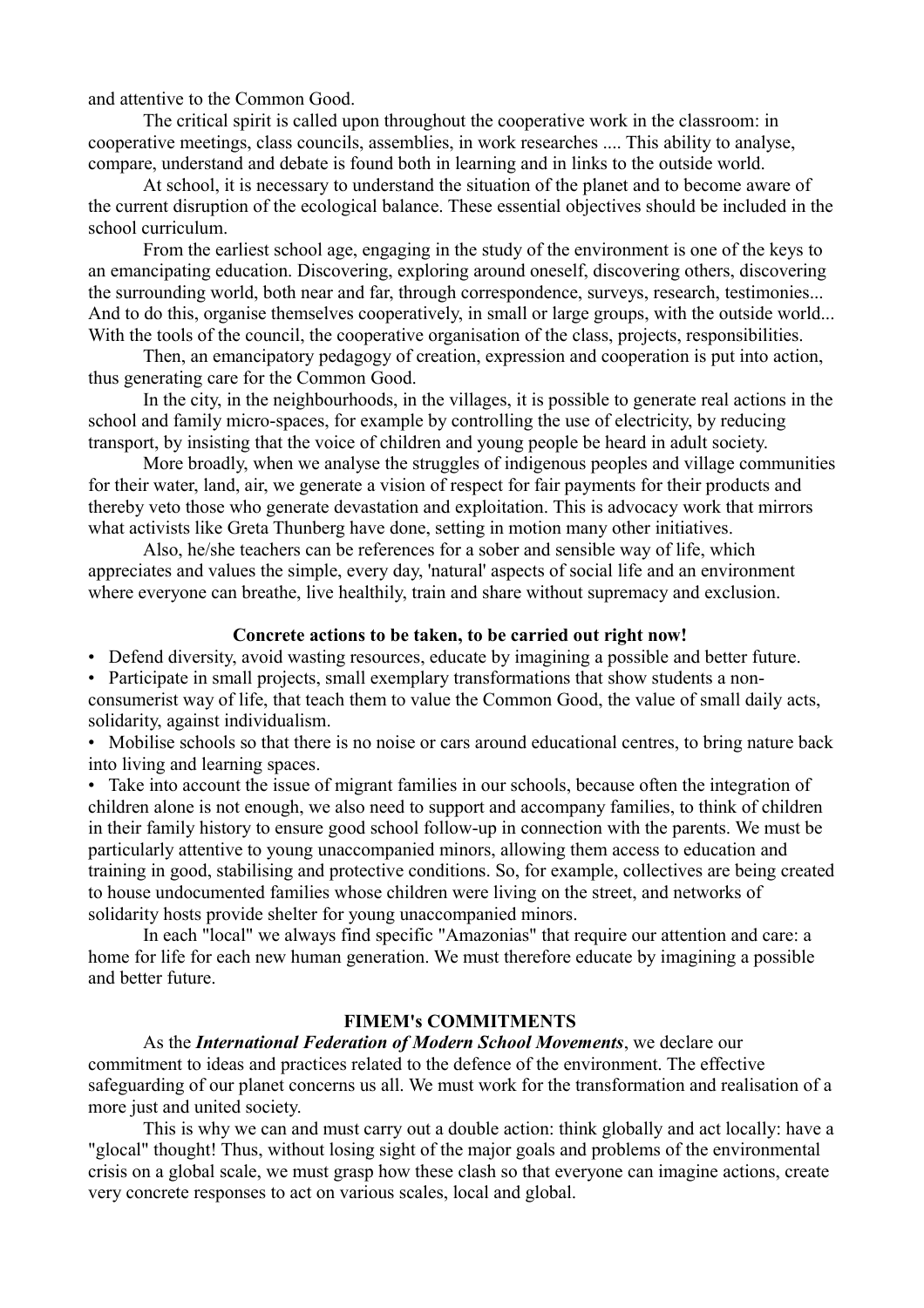and attentive to the Common Good.

The critical spirit is called upon throughout the cooperative work in the classroom: in cooperative meetings, class councils, assemblies, in work researches .... This ability to analyse, compare, understand and debate is found both in learning and in links to the outside world.

At school, it is necessary to understand the situation of the planet and to become aware of the current disruption of the ecological balance. These essential objectives should be included in the school curriculum.

From the earliest school age, engaging in the study of the environment is one of the keys to an emancipating education. Discovering, exploring around oneself, discovering others, discovering the surrounding world, both near and far, through correspondence, surveys, research, testimonies... And to do this, organise themselves cooperatively, in small or large groups, with the outside world... With the tools of the council, the cooperative organisation of the class, projects, responsibilities.

Then, an emancipatory pedagogy of creation, expression and cooperation is put into action, thus generating care for the Common Good.

In the city, in the neighbourhoods, in the villages, it is possible to generate real actions in the school and family micro-spaces, for example by controlling the use of electricity, by reducing transport, by insisting that the voice of children and young people be heard in adult society.

More broadly, when we analyse the struggles of indigenous peoples and village communities for their water, land, air, we generate a vision of respect for fair payments for their products and thereby veto those who generate devastation and exploitation. This is advocacy work that mirrors what activists like Greta Thunberg have done, setting in motion many other initiatives.

Also, he/she teachers can be references for a sober and sensible way of life, which appreciates and values the simple, every day, 'natural' aspects of social life and an environment where everyone can breathe, live healthily, train and share without supremacy and exclusion.

**Concrete actions to be taken, to be carried out right now!**

- Defend diversity, avoid wasting resources, educate by imagining a possible and better future.
- Participate in small projects, small exemplary transformations that show students a non-consumerist way of life, that teach them to value the Common Good, the value of small daily acts, solidarity, against individualism.
- Mobilise schools so that there is no noise or cars around educational centres, to bring nature back into living and learning spaces.
- Take into account the issue of migrant families in our schools, because often the integration of children alone is not enough, we also need to support and accompany families, to think of children in their family history to ensure good school follow-up in connection with the parents. We must be particularly attentive to young unaccompanied minors, allowing them access to education and training in good, stabilising and protective conditions. So, for example, collectives are being created to house undocumented families whose children were living on the street, and networks of solidarity hosts provide shelter for young unaccompanied minors.

In each "local" we always find specific "Amazonias" that require our attention and care: a home for life for each new human generation. We must therefore educate by imagining a possible and better future.

## FIMEM's COMMITMENTS

As the ***International Federation of Modern School Movements***, we declare our commitment to ideas and practices related to the defence of the environment. The effective safeguarding of our planet concerns us all. We must work for the transformation and realisation of a more just and united society.

This is why we can and must carry out a double action: think globally and act locally: have a "glocal" thought! Thus, without losing sight of the major goals and problems of the environmental crisis on a global scale, we must grasp how these clash so that everyone can imagine actions, create very concrete responses to act on various scales, local and global.